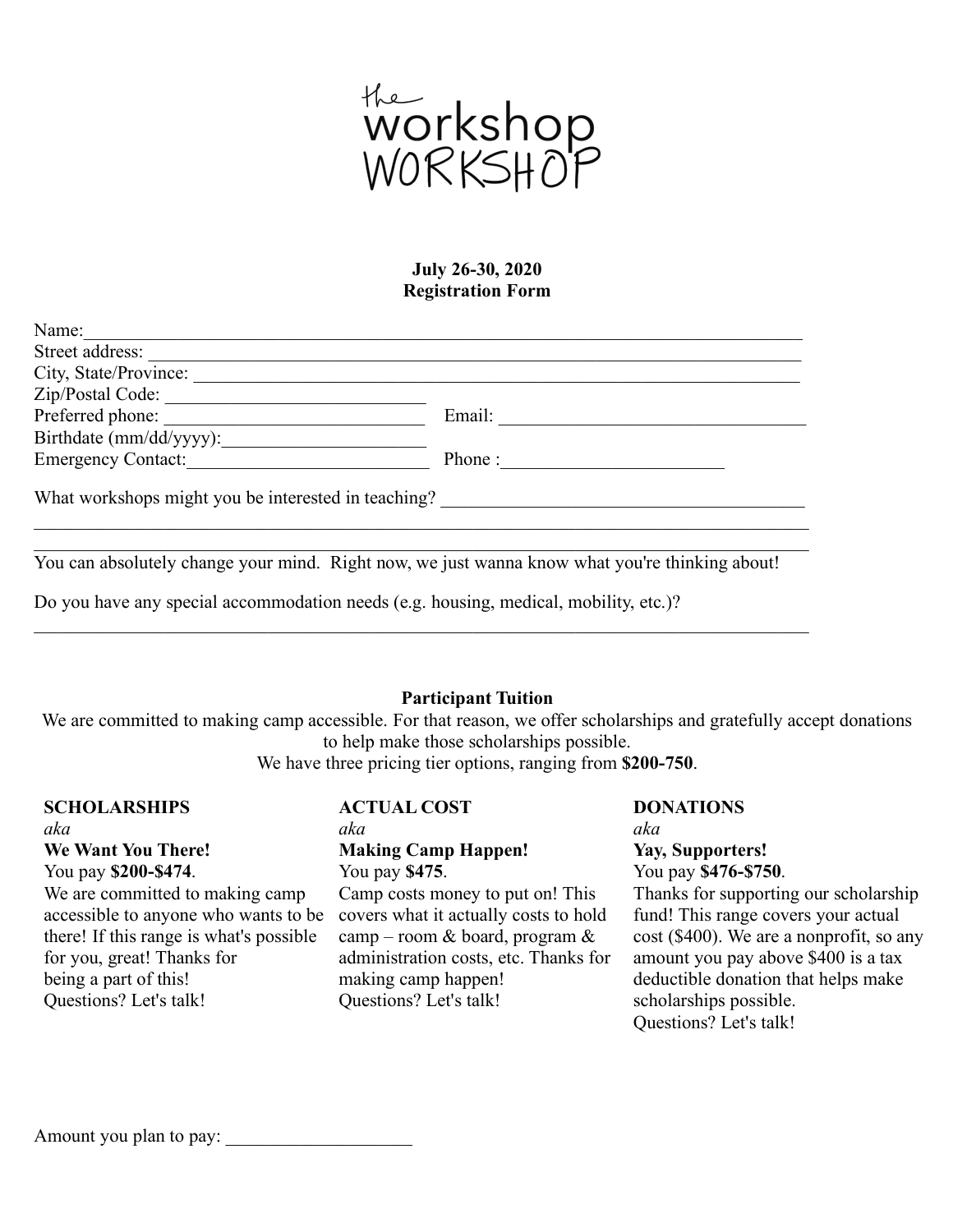# the workshop WORKSHOP

**July 26-30, 2020**
**Registration Form**

Name: ______________________________________________

Street address: ______________________________________________

City, State/Province: ______________________________________________

Zip/Postal Code: ____________________________

Preferred phone: ____________________________ Email: ________________________________

Birthdate (mm/dd/yyyy): ______________________

Emergency Contact: __________________________ Phone : ________________________

What workshops might you be interested in teaching? ________________________________________

______________________________________________

______________________________________________

You can absolutely change your mind. Right now, we just wanna know what you're thinking about!

Do you have any special accommodation needs (e.g. housing, medical, mobility, etc.)?

______________________________________________

## Participant Tuition

We are committed to making camp accessible. For that reason, we offer scholarships and gratefully accept donations to help make those scholarships possible.
We have three pricing tier options, ranging from **$200-750**.

**SCHOLARSHIPS**
*aka*
**We Want You There!**
You pay **$200-$474**.
We are committed to making camp accessible to anyone who wants to be there! If this range is what's possible for you, great! Thanks for being a part of this!
Questions? Let's talk!

**ACTUAL COST**
*aka*
**Making Camp Happen!**
You pay **$475**.
Camp costs money to put on! This covers what it actually costs to hold camp – room & board, program & administration costs, etc. Thanks for making camp happen!
Questions? Let's talk!

**DONATIONS**
*aka*
**Yay, Supporters!**
You pay **$476-$750**.
Thanks for supporting our scholarship fund! This range covers your actual cost ($400). We are a nonprofit, so any amount you pay above $400 is a tax deductible donation that helps make scholarships possible.
Questions? Let's talk!

Amount you plan to pay: ____________________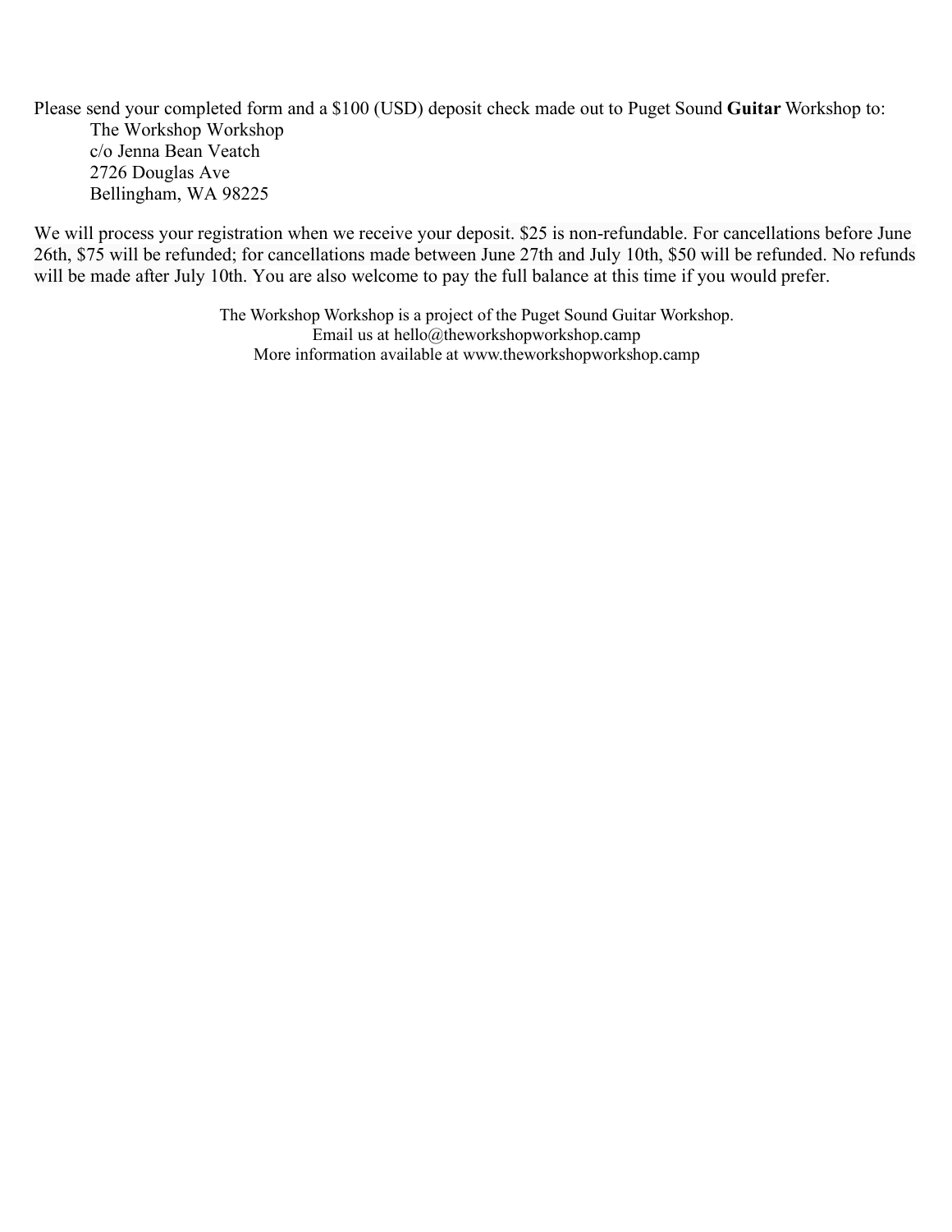Please send your completed form and a $100 (USD) deposit check made out to Puget Sound **Guitar** Workshop to:

The Workshop Workshop
c/o Jenna Bean Veatch
2726 Douglas Ave
Bellingham, WA 98225

We will process your registration when we receive your deposit. $25 is non-refundable. For cancellations before June 26th, $75 will be refunded; for cancellations made between June 27th and July 10th, $50 will be refunded. No refunds will be made after July 10th. You are also welcome to pay the full balance at this time if you would prefer.

The Workshop Workshop is a project of the Puget Sound Guitar Workshop.
Email us at hello@theworkshopworkshop.camp
More information available at www.theworkshopworkshop.camp